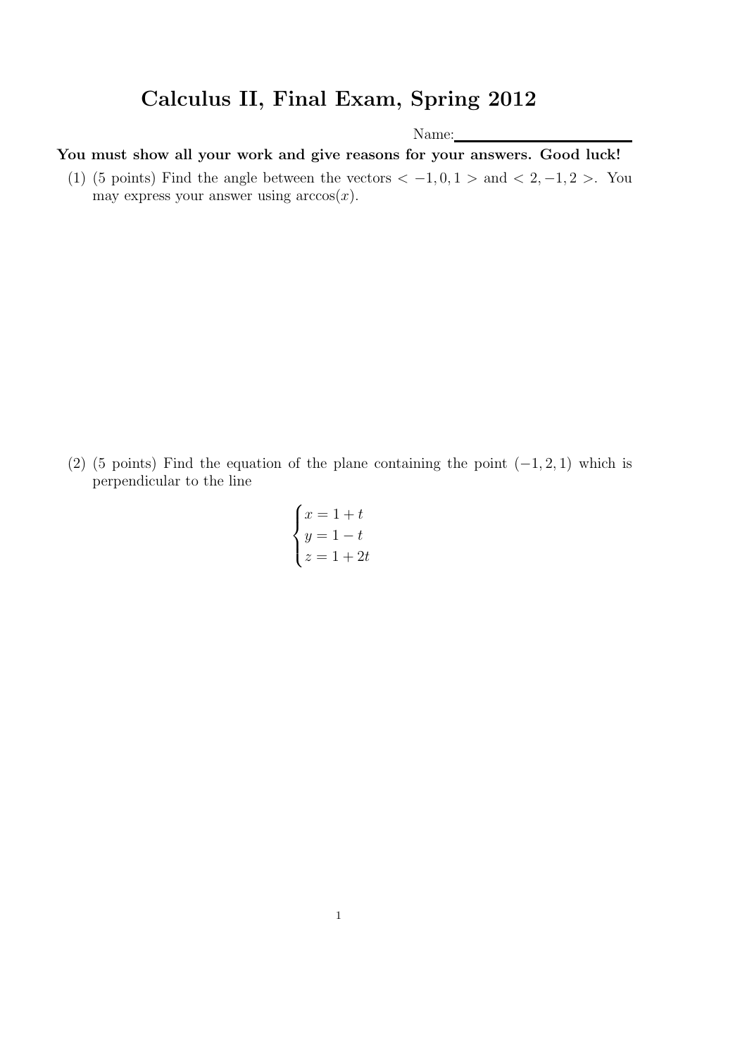# Calculus II, Final Exam, Spring 2012

Name: ____________________

**You must show all your work and give reasons for your answers. Good luck!**

(1) (5 points) Find the angle between the vectors $< -1, 0, 1 >$ and $< 2, -1, 2 >$. You may express your answer using $\arccos(x)$.

(2) (5 points) Find the equation of the plane containing the point $(-1, 2, 1)$ which is perpendicular to the line

$$\begin{cases} x = 1 + t \\ y = 1 - t \\ z = 1 + 2t \end{cases}$$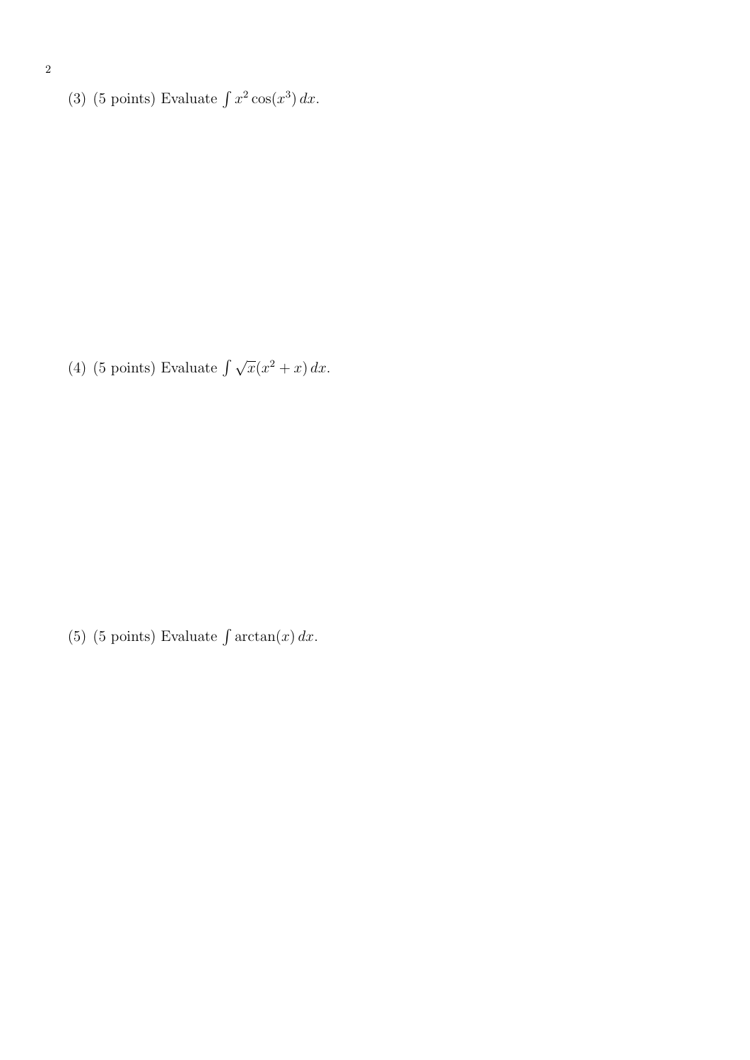(3) (5 points) Evaluate $\int x^2 \cos(x^3)\, dx$.

(4) (5 points) Evaluate $\int \sqrt{x}(x^2 + x)\, dx$.

(5) (5 points) Evaluate $\int \arctan(x)\, dx$.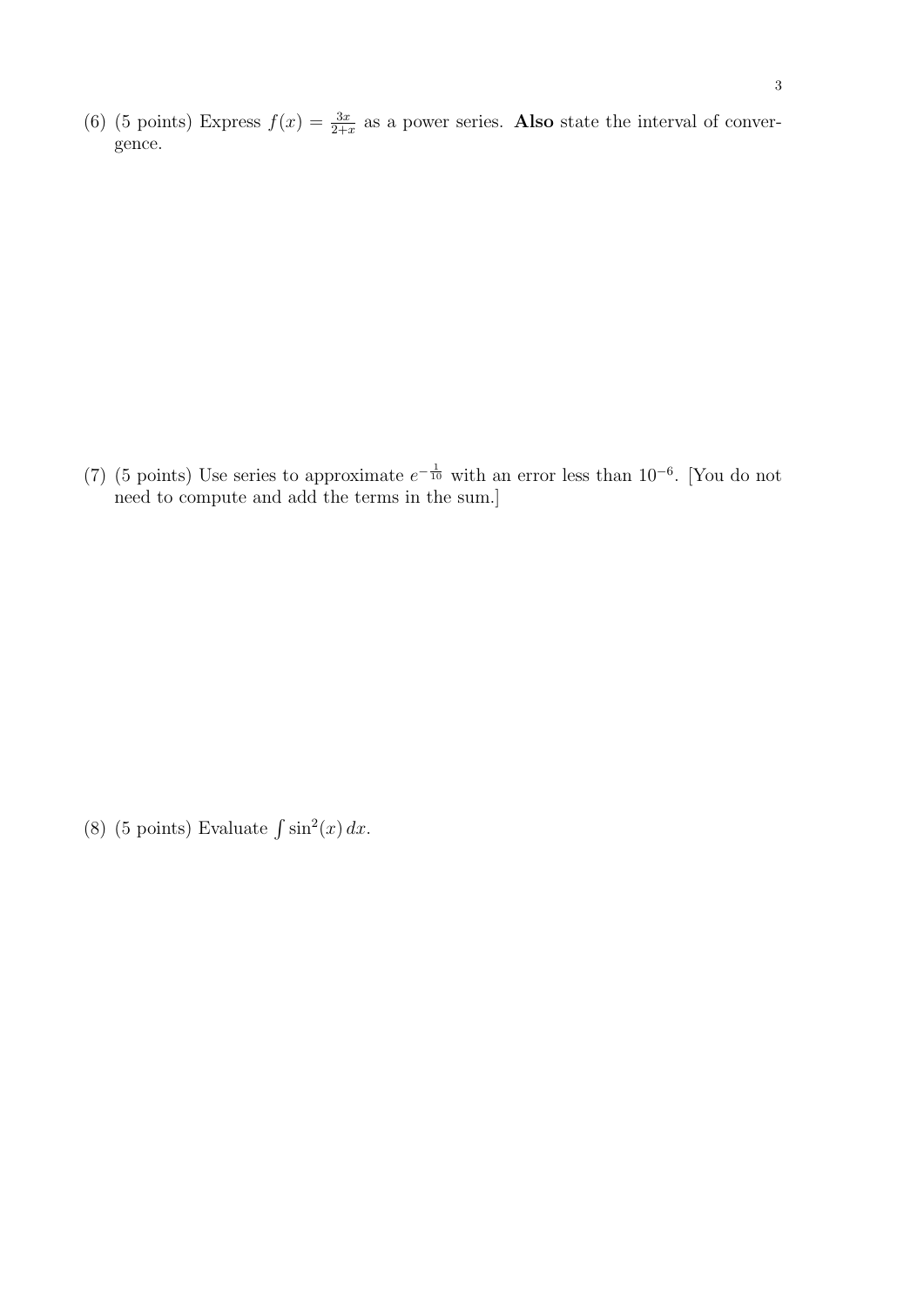(6) (5 points) Express $f(x) = \frac{3x}{2+x}$ as a power series. **Also** state the interval of convergence.

(7) (5 points) Use series to approximate $e^{-\frac{1}{10}}$ with an error less than $10^{-6}$. [You do not need to compute and add the terms in the sum.]

(8) (5 points) Evaluate $\int \sin^2(x)\, dx$.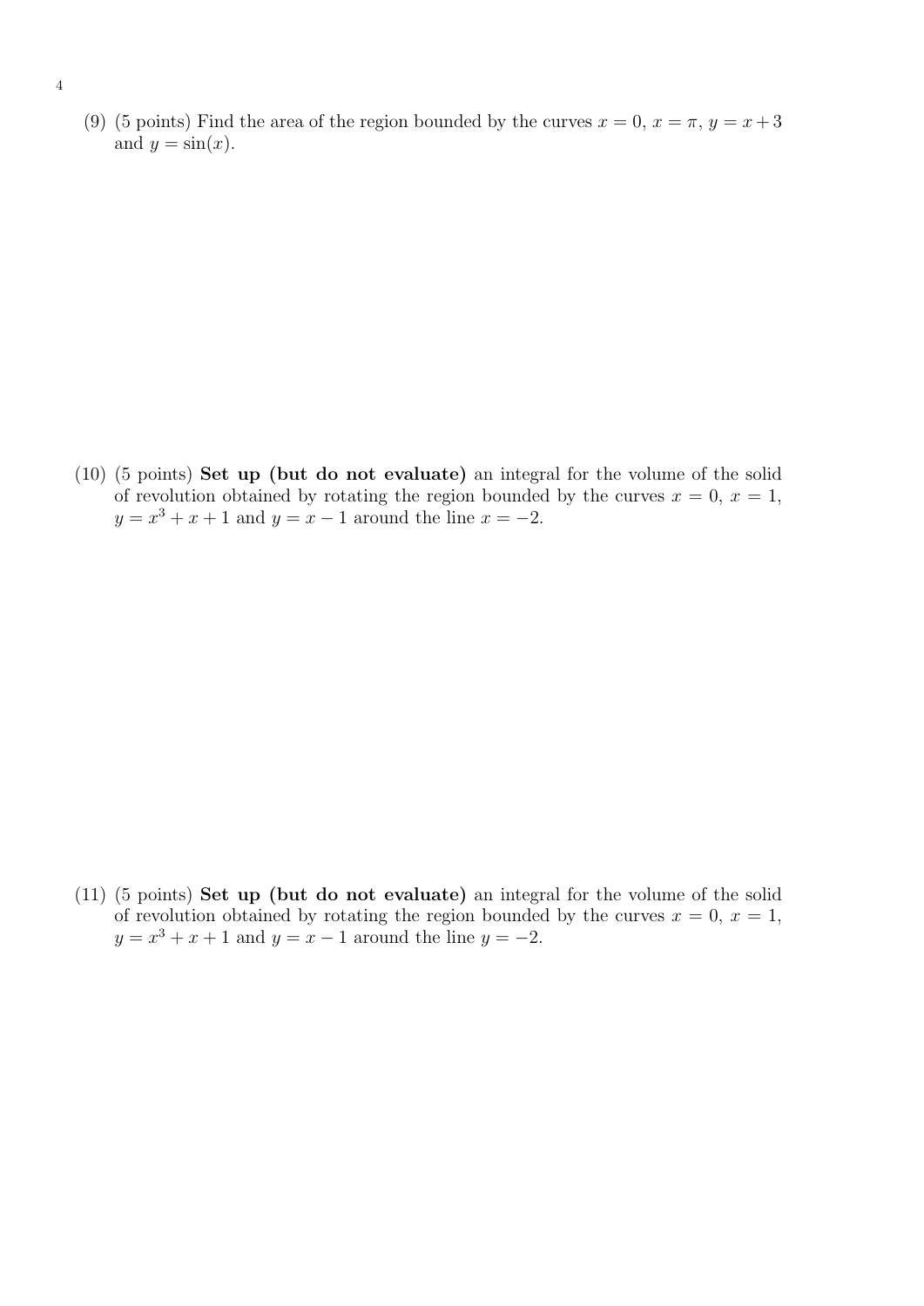(9) (5 points) Find the area of the region bounded by the curves $x = 0$, $x = \pi$, $y = x+3$ and $y = \sin(x)$.

(10) (5 points) **Set up (but do not evaluate)** an integral for the volume of the solid of revolution obtained by rotating the region bounded by the curves $x = 0$, $x = 1$, $y = x^3 + x + 1$ and $y = x - 1$ around the line $x = -2$.

(11) (5 points) **Set up (but do not evaluate)** an integral for the volume of the solid of revolution obtained by rotating the region bounded by the curves $x = 0$, $x = 1$, $y = x^3 + x + 1$ and $y = x - 1$ around the line $y = -2$.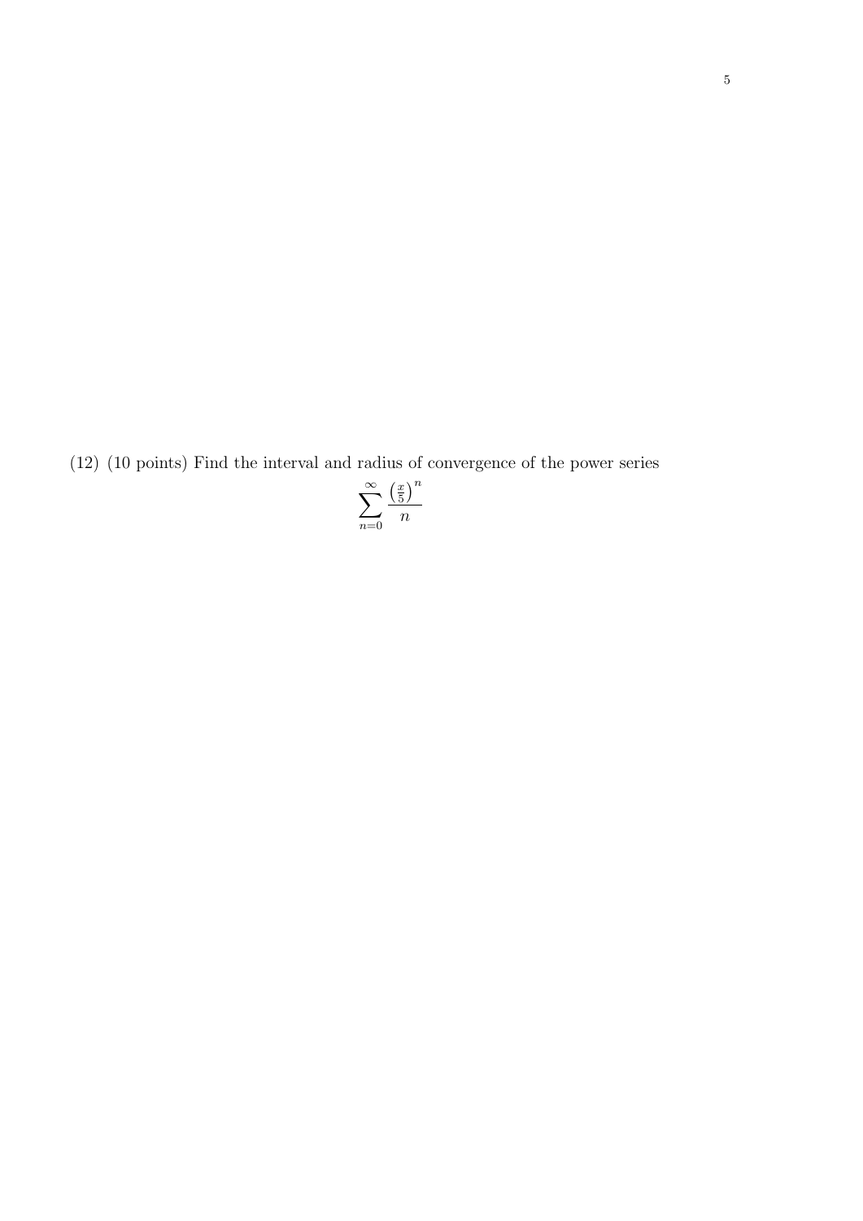(12) (10 points) Find the interval and radius of convergence of the power series

$$\sum_{n=0}^{\infty} \frac{\left(\frac{x}{5}\right)^n}{n}$$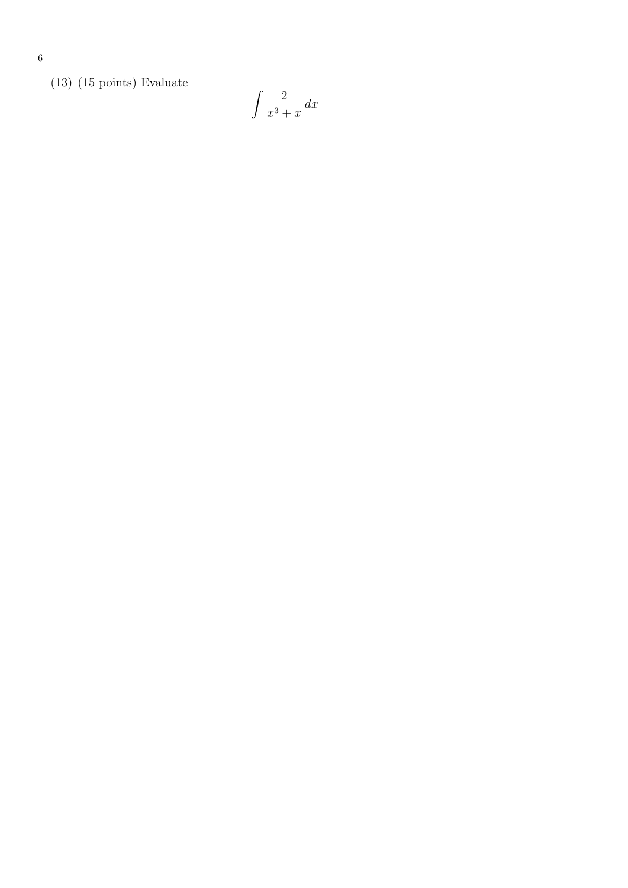(13) (15 points) Evaluate

$$\int \frac{2}{x^3 + x}\, dx$$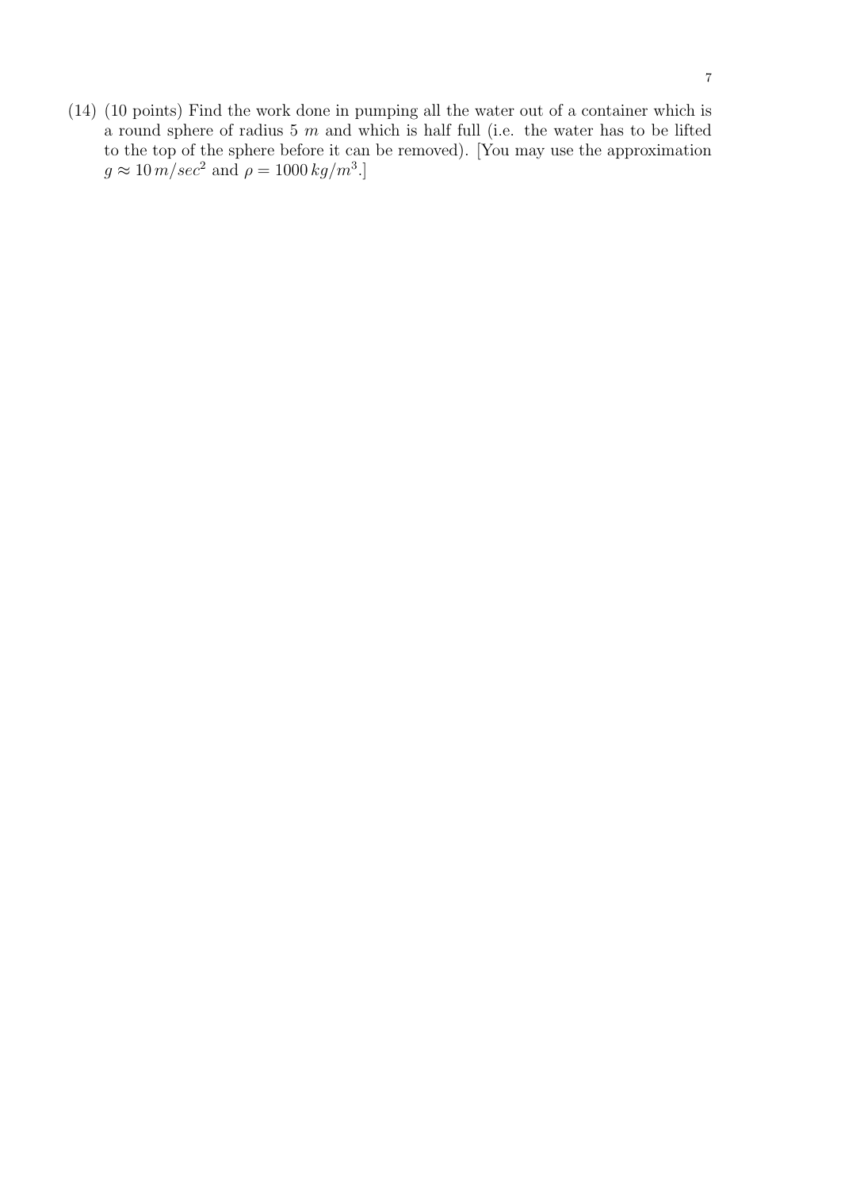(14) (10 points) Find the work done in pumping all the water out of a container which is a round sphere of radius 5 $m$ and which is half full (i.e. the water has to be lifted to the top of the sphere before it can be removed). [You may use the approximation $g \approx 10\, m/sec^2$ and $\rho = 1000\, kg/m^3$.]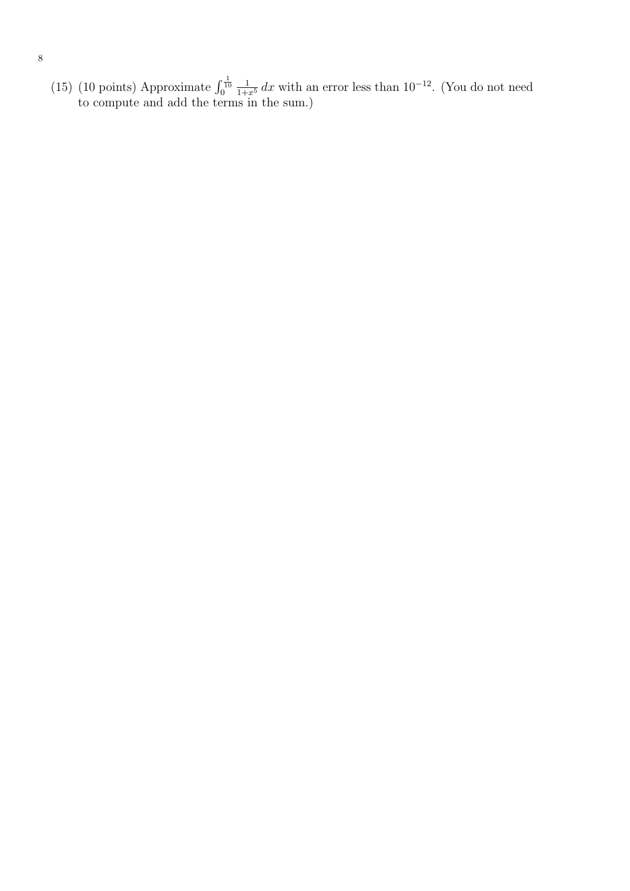(15) (10 points) Approximate $\int_0^{\frac{1}{10}} \frac{1}{1+x^5}\,dx$ with an error less than $10^{-12}$. (You do not need to compute and add the terms in the sum.)